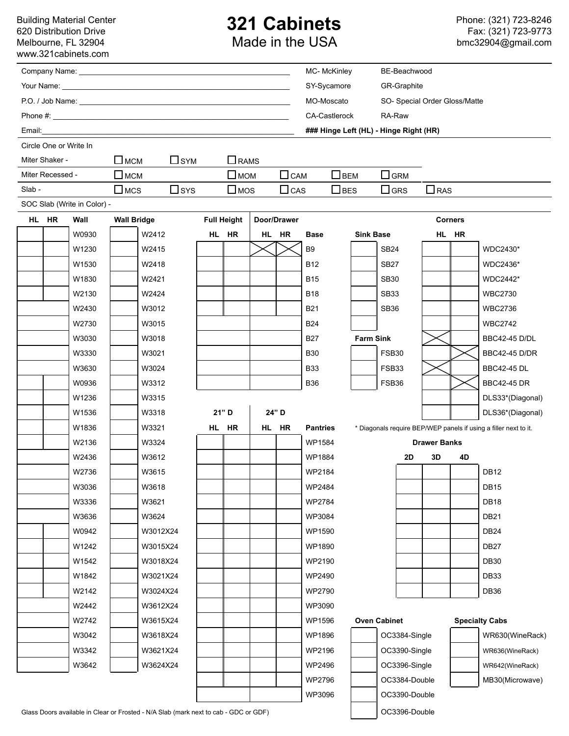Building Material Center
620 Distribution Drive
Melbourne, FL 32904
www.321cabinets.com

# 321 Cabinets

Made in the USA

Phone: (321) 723-8246
Fax: (321) 723-9773
bmc32904@gmail.com

Company Name: ______________________________

Your Name: ______________________________

P.O. / Job Name: ______________________________

Phone #: ______________________________

Email: ______________________________

MC- McKinley | BE-Beachwood
SY-Sycamore | GR-Graphite
MO-Moscato | SO- Special Order Gloss/Matte
CA-Castlerock | RA-Raw

**### Hinge Left (HL) - Hinge Right (HR)**

Circle One or Write In

| | | | | | | | |
|---|---|---|---|---|---|---|---|
| Miter Shaker - | ☐ MCM | ☐ SYM | ☐ RAMS | | | | |
| Miter Recessed - | ☐ MCM | | ☐ MOM | ☐ CAM | ☐ BEM | ☐ GRM | |
| Slab - | ☐ MCS | ☐ SYS | ☐ MOS | ☐ CAS | ☐ BES | ☐ GRS | ☐ RAS |

SOC Slab (Write in Color) -

**Wall**

| HL | HR | Wall |
|---|---|---|
| | | W0930 |
| | | W1230 |
| | | W1530 |
| | | W1830 |
| | | W2130 |
| | | W2430 |
| | | W2730 |
| | | W3030 |
| | | W3330 |
| | | W3630 |
| | | W0936 |
| | | W1236 |
| | | W1536 |
| | | W1836 |
| | | W2136 |
| | | W2436 |
| | | W2736 |
| | | W3036 |
| | | W3336 |
| | | W3636 |
| | | W0942 |
| | | W1242 |
| | | W1542 |
| | | W1842 |
| | | W2142 |
| | | W2442 |
| | | W2742 |
| | | W3042 |
| | | W3342 |
| | | W3642 |

**Wall Bridge**

| Qty | Wall Bridge |
|---|---|
| | W2412 |
| | W2415 |
| | W2418 |
| | W2421 |
| | W2424 |
| | W3012 |
| | W3015 |
| | W3018 |
| | W3021 |
| | W3024 |
| | W3312 |
| | W3315 |
| | W3318 |
| | W3321 |
| | W3324 |
| | W3612 |
| | W3615 |
| | W3618 |
| | W3621 |
| | W3624 |
| | W3012X24 |
| | W3015X24 |
| | W3018X24 |
| | W3021X24 |
| | W3024X24 |
| | W3612X24 |
| | W3615X24 |
| | W3618X24 |
| | W3621X24 |
| | W3624X24 |

**Base**

| Full Height HL | Full Height HR | Door/Drawer HL | Door/Drawer HR | Base |
|---|---|---|---|---|
| | | X | X | B9 |
| | | | | B12 |
| | | | | B15 |
| | | | | B18 |
| | | | | B21 |
| | | | | B24 |
| | | | | B27 |
| | | | | B30 |
| | | | | B33 |
| | | | | B36 |

**Pantries**

| 21" D HL | 21" D HR | 24" D HL | 24" D HR | Pantries |
|---|---|---|---|---|
| | | | | WP1584 |
| | | | | WP1884 |
| | | | | WP2184 |
| | | | | WP2484 |
| | | | | WP2784 |
| | | | | WP3084 |
| | | | | WP1590 |
| | | | | WP1890 |
| | | | | WP2190 |
| | | | | WP2490 |
| | | | | WP2790 |
| | | | | WP3090 |
| | | | | WP1596 |
| | | | | WP1896 |
| | | | | WP2196 |
| | | | | WP2496 |
| | | | | WP2796 |
| | | | | WP3096 |

**Sink Base**

| Qty | Sink Base |
|---|---|
| | SB24 |
| | SB27 |
| | SB30 |
| | SB33 |
| | SB36 |

**Farm Sink**

| Qty | Farm Sink |
|---|---|
| | FSB30 |
| | FSB33 |
| | FSB36 |

**Corners**

| HL | HR | Corners |
|---|---|---|
| | | WDC2430* |
| | | WDC2436* |
| | | WDC2442* |
| | | WBC2730 |
| | | WBC2736 |
| | | WBC2742 |
| X | | BBC42-45 D/DL |
| | X | BBC42-45 D/DR |
| X | | BBC42-45 DL |
| | X | BBC42-45 DR |
| | | DLS33*(Diagonal) |
| | | DLS36*(Diagonal) |

* Diagonals require BEP/WEP panels if using a filler next to it.

**Drawer Banks**

| 2D | 3D | 4D | Drawer Banks |
|---|---|---|---|
| | | | DB12 |
| | | | DB15 |
| | | | DB18 |
| | | | DB21 |
| | | | DB24 |
| | | | DB27 |
| | | | DB30 |
| | | | DB33 |
| | | | DB36 |

**Oven Cabinet**

| Qty | Oven Cabinet |
|---|---|
| | OC3384-Single |
| | OC3390-Single |
| | OC3396-Single |
| | OC3384-Double |
| | OC3390-Double |
| | OC3396-Double |

**Specialty Cabs**

| Qty | Specialty Cabs |
|---|---|
| | WR630(WineRack) |
| | WR636(WineRack) |
| | WR642(WineRack) |
| | MB30(Microwave) |

Glass Doors available in Clear or Frosted - N/A Slab (mark next to cab - GDC or GDF)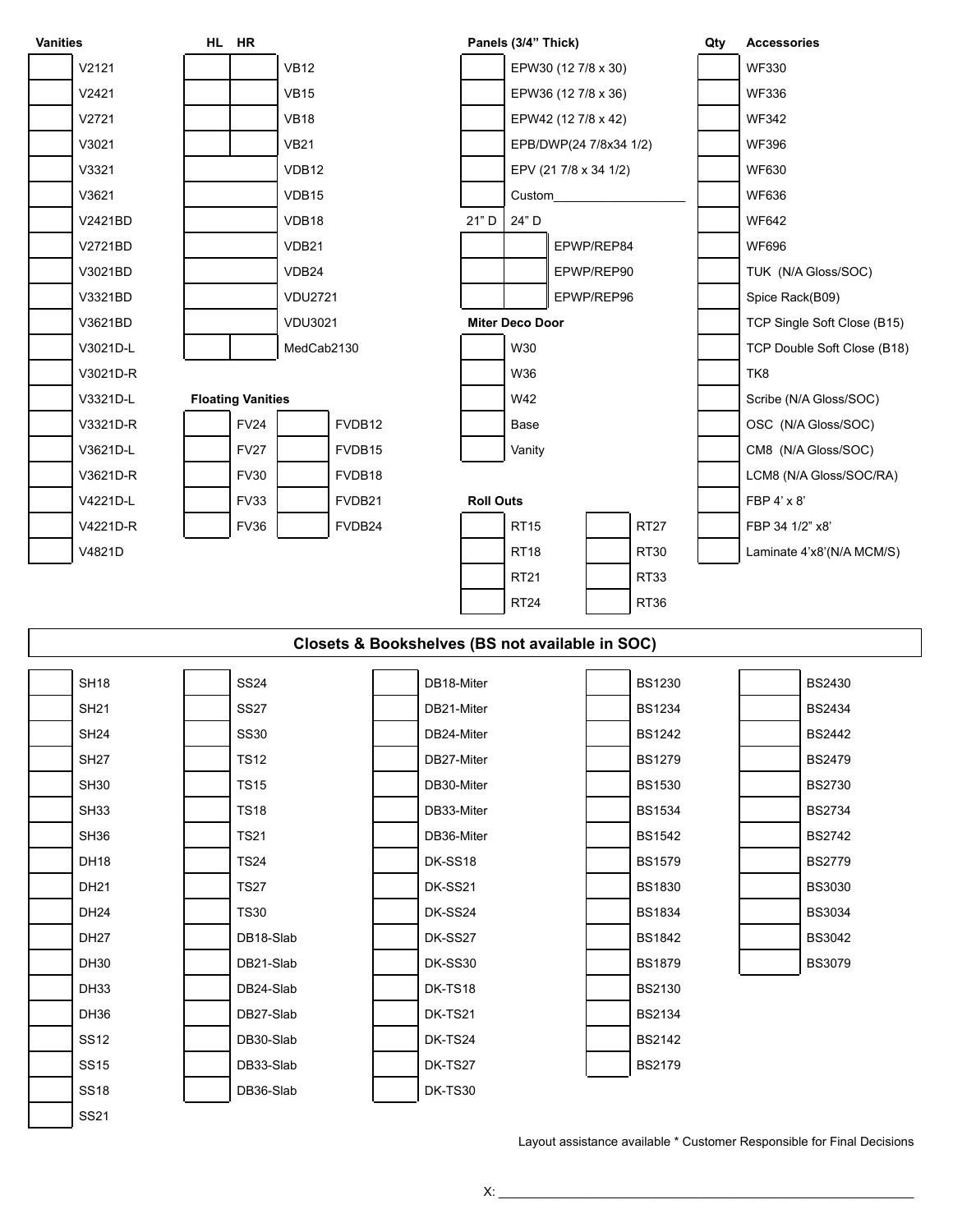## Vanities

| | |
|---|---|
| | V2121 |
| | V2421 |
| | V2721 |
| | V3021 |
| | V3321 |
| | V3621 |
| | V2421BD |
| | V2721BD |
| | V3021BD |
| | V3321BD |
| | V3621BD |
| | V3021D-L |
| | V3021D-R |
| | V3321D-L |
| | V3321D-R |
| | V3621D-L |
| | V3621D-R |
| | V4221D-L |
| | V4221D-R |
| | V4821D |

| HL | HR | |
|---|---|---|
| | | VB12 |
| | | VB15 |
| | | VB18 |
| | | VB21 |
| | | VDB12 |
| | | VDB15 |
| | | VDB18 |
| | | VDB21 |
| | | VDB24 |
| | | VDU2721 |
| | | VDU3021 |
| | | MedCab2130 |

### Floating Vanities

| | | | |
|---|---|---|---|
| | FV24 | | FVDB12 |
| | FV27 | | FVDB15 |
| | FV30 | | FVDB18 |
| | FV33 | | FVDB21 |
| | FV36 | | FVDB24 |

### Panels (3/4" Thick)

| | |
|---|---|
| | EPW30 (12 7/8 x 30) |
| | EPW36 (12 7/8 x 36) |
| | EPW42 (12 7/8 x 42) |
| | EPB/DWP(24 7/8x34 1/2) |
| | EPV (21 7/8 x 34 1/2) |
| | Custom___________________ |

| 21" D | 24" D | |
|---|---|---|
| | | EPWP/REP84 |
| | | EPWP/REP90 |
| | | EPWP/REP96 |

### Miter Deco Door

| | |
|---|---|
| | W30 |
| | W36 |
| | W42 |
| | Base |
| | Vanity |

### Roll Outs

| | | | |
|---|---|---|---|
| | RT15 | | RT27 |
| | RT18 | | RT30 |
| | RT21 | | RT33 |
| | RT24 | | RT36 |

| Qty | Accessories |
|---|---|
| | WF330 |
| | WF336 |
| | WF342 |
| | WF396 |
| | WF630 |
| | WF636 |
| | WF642 |
| | WF696 |
| | TUK (N/A Gloss/SOC) |
| | Spice Rack(B09) |
| | TCP Single Soft Close (B15) |
| | TCP Double Soft Close (B18) |
| | TK8 |
| | Scribe (N/A Gloss/SOC) |
| | OSC (N/A Gloss/SOC) |
| | CM8 (N/A Gloss/SOC) |
| | LCM8 (N/A Gloss/SOC/RA) |
| | FBP 4' x 8' |
| | FBP 34 1/2" x8' |
| | Laminate 4'x8'(N/A MCM/S) |

## Closets & Bookshelves (BS not available in SOC)

| | | | | | | | | | |
|---|---|---|---|---|---|---|---|---|---|
| | SH18 | | SS24 | | DB18-Miter | | BS1230 | | BS2430 |
| | SH21 | | SS27 | | DB21-Miter | | BS1234 | | BS2434 |
| | SH24 | | SS30 | | DB24-Miter | | BS1242 | | BS2442 |
| | SH27 | | TS12 | | DB27-Miter | | BS1279 | | BS2479 |
| | SH30 | | TS15 | | DB30-Miter | | BS1530 | | BS2730 |
| | SH33 | | TS18 | | DB33-Miter | | BS1534 | | BS2734 |
| | SH36 | | TS21 | | DB36-Miter | | BS1542 | | BS2742 |
| | DH18 | | TS24 | | DK-SS18 | | BS1579 | | BS2779 |
| | DH21 | | TS27 | | DK-SS21 | | BS1830 | | BS3030 |
| | DH24 | | TS30 | | DK-SS24 | | BS1834 | | BS3034 |
| | DH27 | | DB18-Slab | | DK-SS27 | | BS1842 | | BS3042 |
| | DH30 | | DB21-Slab | | DK-SS30 | | BS1879 | | BS3079 |
| | DH33 | | DB24-Slab | | DK-TS18 | | BS2130 | | |
| | DH36 | | DB27-Slab | | DK-TS21 | | BS2134 | | |
| | SS12 | | DB30-Slab | | DK-TS24 | | BS2142 | | |
| | SS15 | | DB33-Slab | | DK-TS27 | | BS2179 | | |
| | SS18 | | DB36-Slab | | DK-TS30 | | | | |
| | SS21 | | | | | | | | |

Layout assistance available * Customer Responsible for Final Decisions

X: ____________________________________________________________